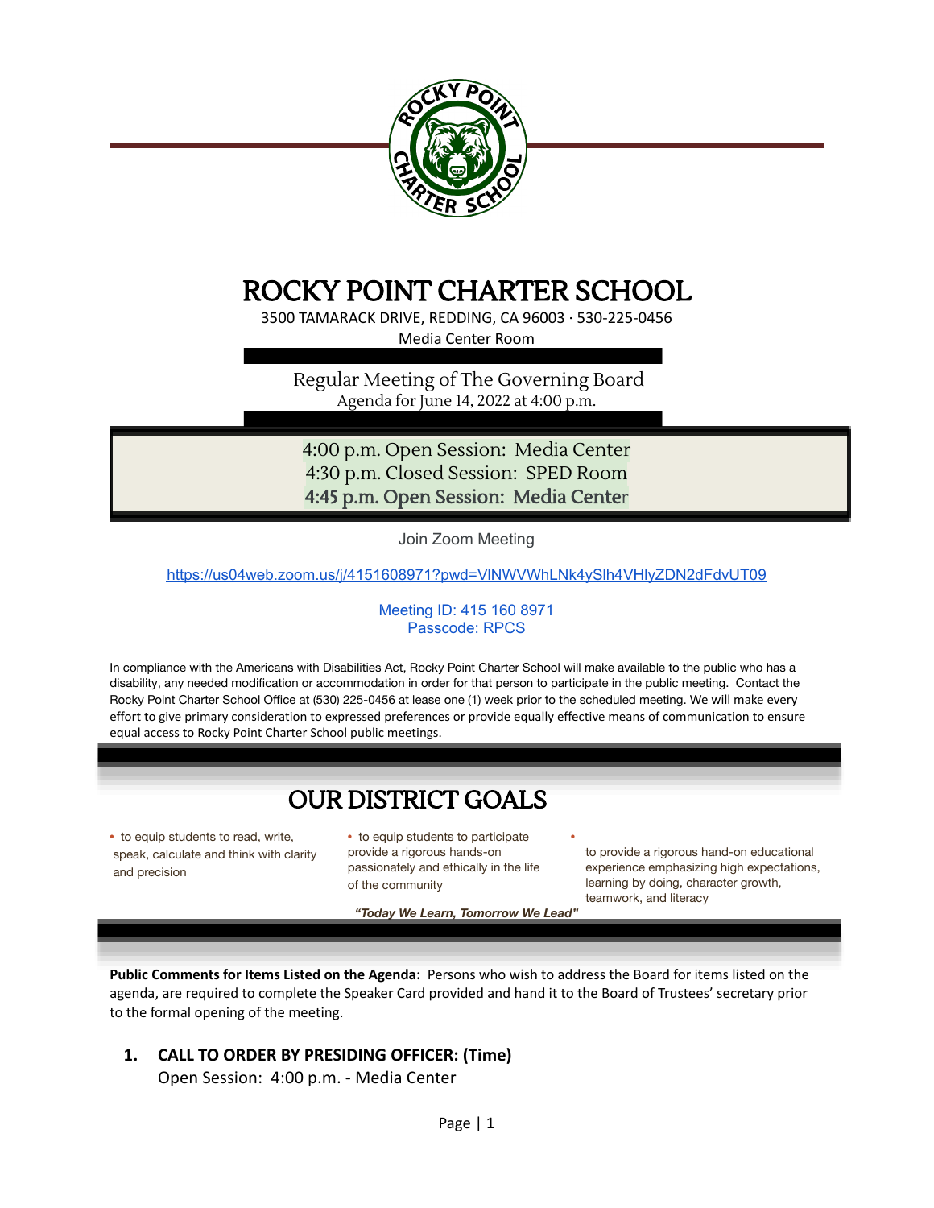# ROCKY POINT CHARTER SCHOOL

3500 TAMARACK DRIVE, REDDING, CA 96003 · 530-225-0456
Media Center Room

## Regular Meeting of The Governing Board

Agenda for June 14, 2022 at 4:00 p.m.

4:00 p.m. Open Session: Media Center
4:30 p.m. Closed Session: SPED Room
4:45 p.m. Open Session: Media Center

Join Zoom Meeting

https://us04web.zoom.us/j/4151608971?pwd=VlNWVWhLNk4ySlh4VHlyZDN2dFdvUT09

Meeting ID: 415 160 8971
Passcode: RPCS

In compliance with the Americans with Disabilities Act, Rocky Point Charter School will make available to the public who has a disability, any needed modification or accommodation in order for that person to participate in the public meeting. Contact the Rocky Point Charter School Office at (530) 225-0456 at lease one (1) week prior to the scheduled meeting. We will make every effort to give primary consideration to expressed preferences or provide equally effective means of communication to ensure equal access to Rocky Point Charter School public meetings.

## OUR DISTRICT GOALS

- to equip students to read, write, speak, calculate and think with clarity and precision
- to equip students to participate provide a rigorous hands-on passionately and ethically in the life of the community
- to provide a rigorous hand-on educational experience emphasizing high expectations, learning by doing, character growth, teamwork, and literacy

***"Today We Learn, Tomorrow We Lead"***

**Public Comments for Items Listed on the Agenda:** Persons who wish to address the Board for items listed on the agenda, are required to complete the Speaker Card provided and hand it to the Board of Trustees' secretary prior to the formal opening of the meeting.

1. **CALL TO ORDER BY PRESIDING OFFICER: (Time)**
   Open Session: 4:00 p.m. - Media Center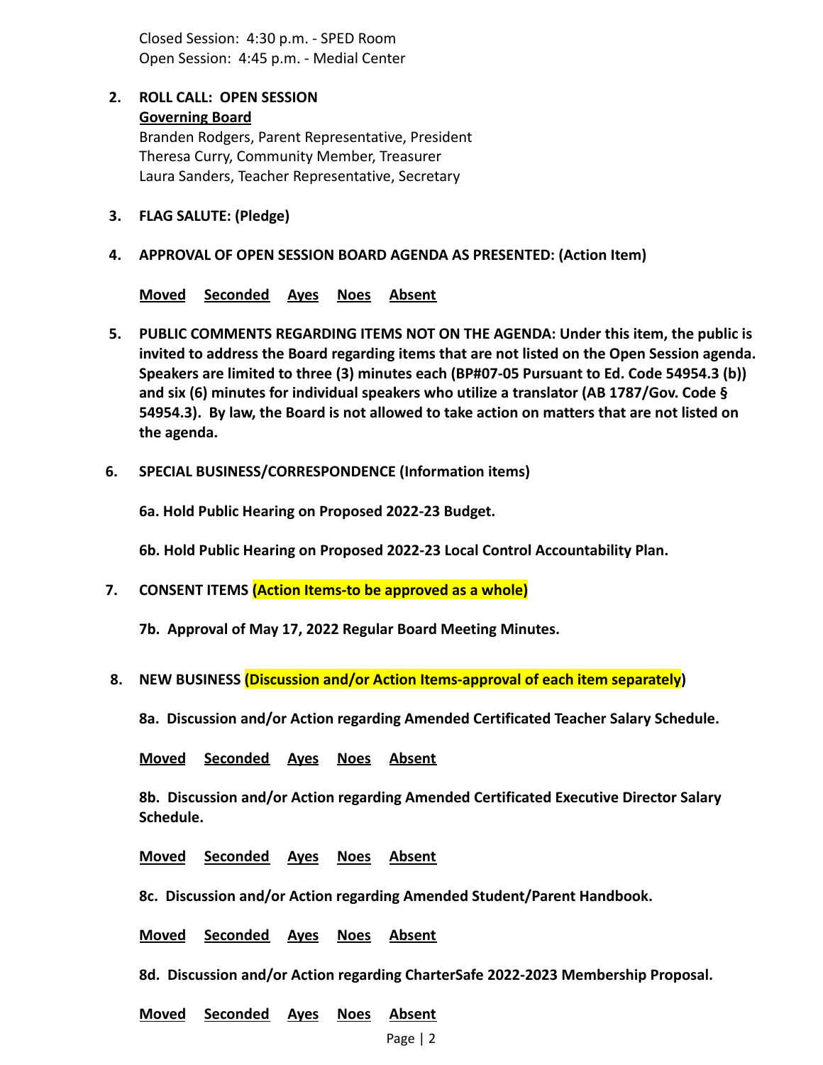Closed Session: 4:30 p.m. - SPED Room
Open Session: 4:45 p.m. - Medial Center

2. **ROLL CALL: OPEN SESSION**
   **Governing Board**
   Branden Rodgers, Parent Representative, President
   Theresa Curry, Community Member, Treasurer
   Laura Sanders, Teacher Representative, Secretary

3. **FLAG SALUTE: (Pledge)**

4. **APPROVAL OF OPEN SESSION BOARD AGENDA AS PRESENTED: (Action Item)**

   **Moved** **Seconded** **Ayes** **Noes** **Absent**

5. **PUBLIC COMMENTS REGARDING ITEMS NOT ON THE AGENDA: Under this item, the public is invited to address the Board regarding items that are not listed on the Open Session agenda. Speakers are limited to three (3) minutes each (BP#07-05 Pursuant to Ed. Code 54954.3 (b)) and six (6) minutes for individual speakers who utilize a translator (AB 1787/Gov. Code § 54954.3). By law, the Board is not allowed to take action on matters that are not listed on the agenda.**

6. **SPECIAL BUSINESS/CORRESPONDENCE (Information items)**

   **6a. Hold Public Hearing on Proposed 2022-23 Budget.**

   **6b. Hold Public Hearing on Proposed 2022-23 Local Control Accountability Plan.**

7. **CONSENT ITEMS (Action Items-to be approved as a whole)**

   **7b. Approval of May 17, 2022 Regular Board Meeting Minutes.**

8. **NEW BUSINESS (Discussion and/or Action Items-approval of each item separately)**

   **8a. Discussion and/or Action regarding Amended Certificated Teacher Salary Schedule.**

   **Moved** **Seconded** **Ayes** **Noes** **Absent**

   **8b. Discussion and/or Action regarding Amended Certificated Executive Director Salary Schedule.**

   **Moved** **Seconded** **Ayes** **Noes** **Absent**

   **8c. Discussion and/or Action regarding Amended Student/Parent Handbook.**

   **Moved** **Seconded** **Ayes** **Noes** **Absent**

   **8d. Discussion and/or Action regarding CharterSafe 2022-2023 Membership Proposal.**

   **Moved** **Seconded** **Ayes** **Noes** **Absent**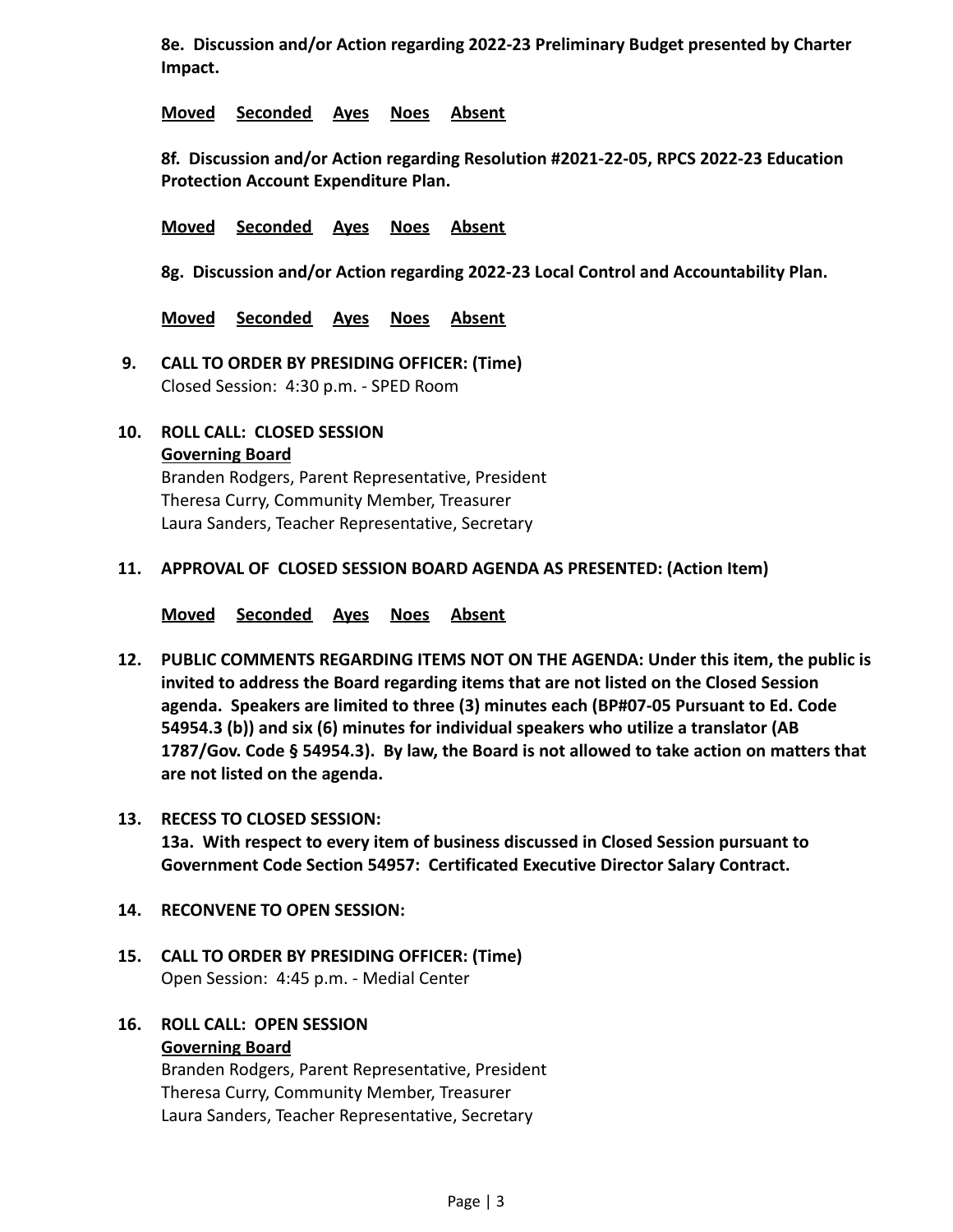**8e. Discussion and/or Action regarding 2022-23 Preliminary Budget presented by Charter Impact.**

**Moved Seconded Ayes Noes Absent**

**8f. Discussion and/or Action regarding Resolution #2021-22-05, RPCS 2022-23 Education Protection Account Expenditure Plan.**

**Moved Seconded Ayes Noes Absent**

**8g. Discussion and/or Action regarding 2022-23 Local Control and Accountability Plan.**

**Moved Seconded Ayes Noes Absent**

**9. CALL TO ORDER BY PRESIDING OFFICER: (Time)**
Closed Session: 4:30 p.m. - SPED Room

**10. ROLL CALL: CLOSED SESSION**
**Governing Board**
Branden Rodgers, Parent Representative, President
Theresa Curry, Community Member, Treasurer
Laura Sanders, Teacher Representative, Secretary

**11. APPROVAL OF CLOSED SESSION BOARD AGENDA AS PRESENTED: (Action Item)**

**Moved Seconded Ayes Noes Absent**

**12. PUBLIC COMMENTS REGARDING ITEMS NOT ON THE AGENDA: Under this item, the public is invited to address the Board regarding items that are not listed on the Closed Session agenda. Speakers are limited to three (3) minutes each (BP#07-05 Pursuant to Ed. Code 54954.3 (b)) and six (6) minutes for individual speakers who utilize a translator (AB 1787/Gov. Code § 54954.3). By law, the Board is not allowed to take action on matters that are not listed on the agenda.**

**13. RECESS TO CLOSED SESSION:**
**13a. With respect to every item of business discussed in Closed Session pursuant to Government Code Section 54957: Certificated Executive Director Salary Contract.**

**14. RECONVENE TO OPEN SESSION:**

**15. CALL TO ORDER BY PRESIDING OFFICER: (Time)**
Open Session: 4:45 p.m. - Medial Center

**16. ROLL CALL: OPEN SESSION**
**Governing Board**
Branden Rodgers, Parent Representative, President
Theresa Curry, Community Member, Treasurer
Laura Sanders, Teacher Representative, Secretary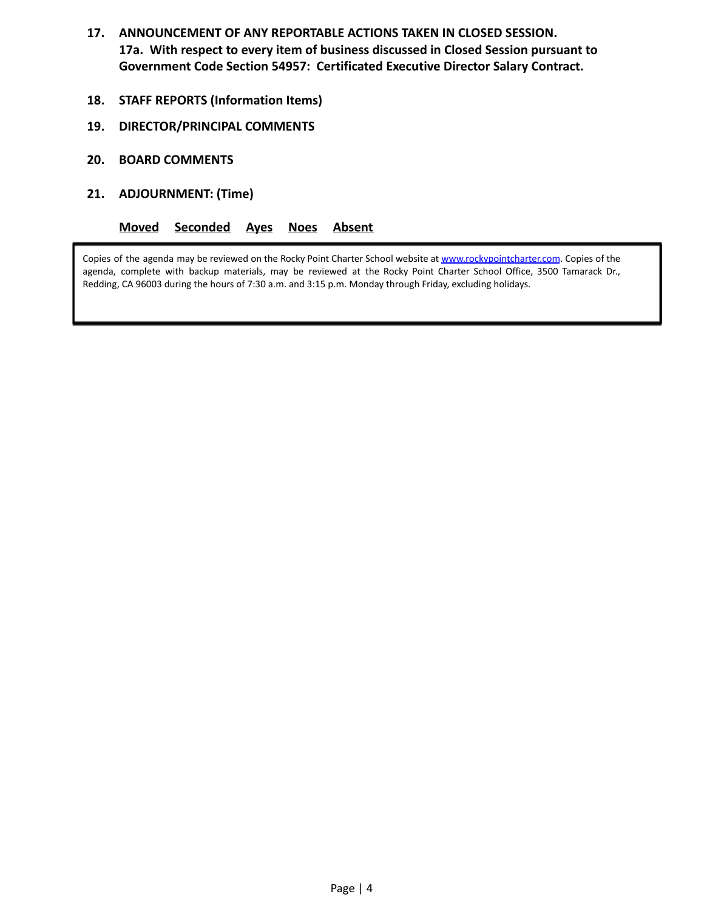**17. ANNOUNCEMENT OF ANY REPORTABLE ACTIONS TAKEN IN CLOSED SESSION.**
**17a. With respect to every item of business discussed in Closed Session pursuant to Government Code Section 54957: Certificated Executive Director Salary Contract.**

**18. STAFF REPORTS (Information Items)**

**19. DIRECTOR/PRINCIPAL COMMENTS**

**20. BOARD COMMENTS**

**21. ADJOURNMENT: (Time)**

**Moved** **Seconded** **Ayes** **Noes** **Absent**

Copies of the agenda may be reviewed on the Rocky Point Charter School website at [www.rockypointcharter.com](http://www.rockypointcharter.com). Copies of the agenda, complete with backup materials, may be reviewed at the Rocky Point Charter School Office, 3500 Tamarack Dr., Redding, CA 96003 during the hours of 7:30 a.m. and 3:15 p.m. Monday through Friday, excluding holidays.